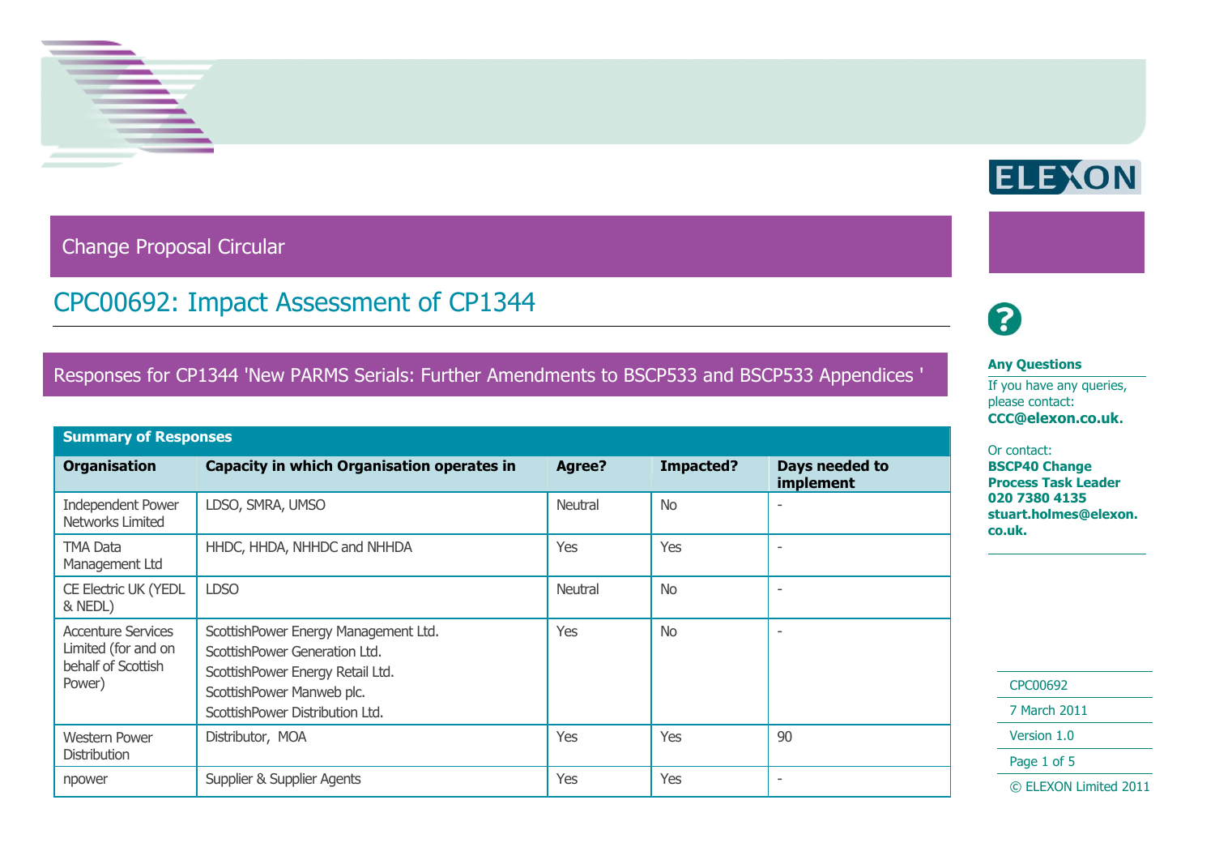Change Proposal Circular

# CPC00692: Impact Assessment of CP1344

## Responses for CP1344 'New PARMS Serials: Further Amendments to BSCP533 and BSCP533 Appendices '

**Any Questions**

If you have any queries, please contact:
**CCC@elexon.co.uk.**

Or contact:
**BSCP40 Change Process Task Leader**
**020 7380 4135**
**stuart.holmes@elexon.co.uk.**

CPC00692

7 March 2011

Version 1.0

© ELEXON Limited 2011

| Summary of Responses | | | | |
|---|---|---|---|---|
| **Organisation** | **Capacity in which Organisation operates in** | **Agree?** | **Impacted?** | **Days needed to implement** |
| Independent Power Networks Limited | LDSO, SMRA, UMSO | Neutral | No | - |
| TMA Data Management Ltd | HHDC, HHDA, NHHDC and NHHDA | Yes | Yes | - |
| CE Electric UK (YEDL & NEDL) | LDSO | Neutral | No | - |
| Accenture Services Limited (for and on behalf of Scottish Power) | ScottishPower Energy Management Ltd. ScottishPower Generation Ltd. ScottishPower Energy Retail Ltd. ScottishPower Manweb plc. ScottishPower Distribution Ltd. | Yes | No | - |
| Western Power Distribution | Distributor, MOA | Yes | Yes | 90 |
| npower | Supplier & Supplier Agents | Yes | Yes | - |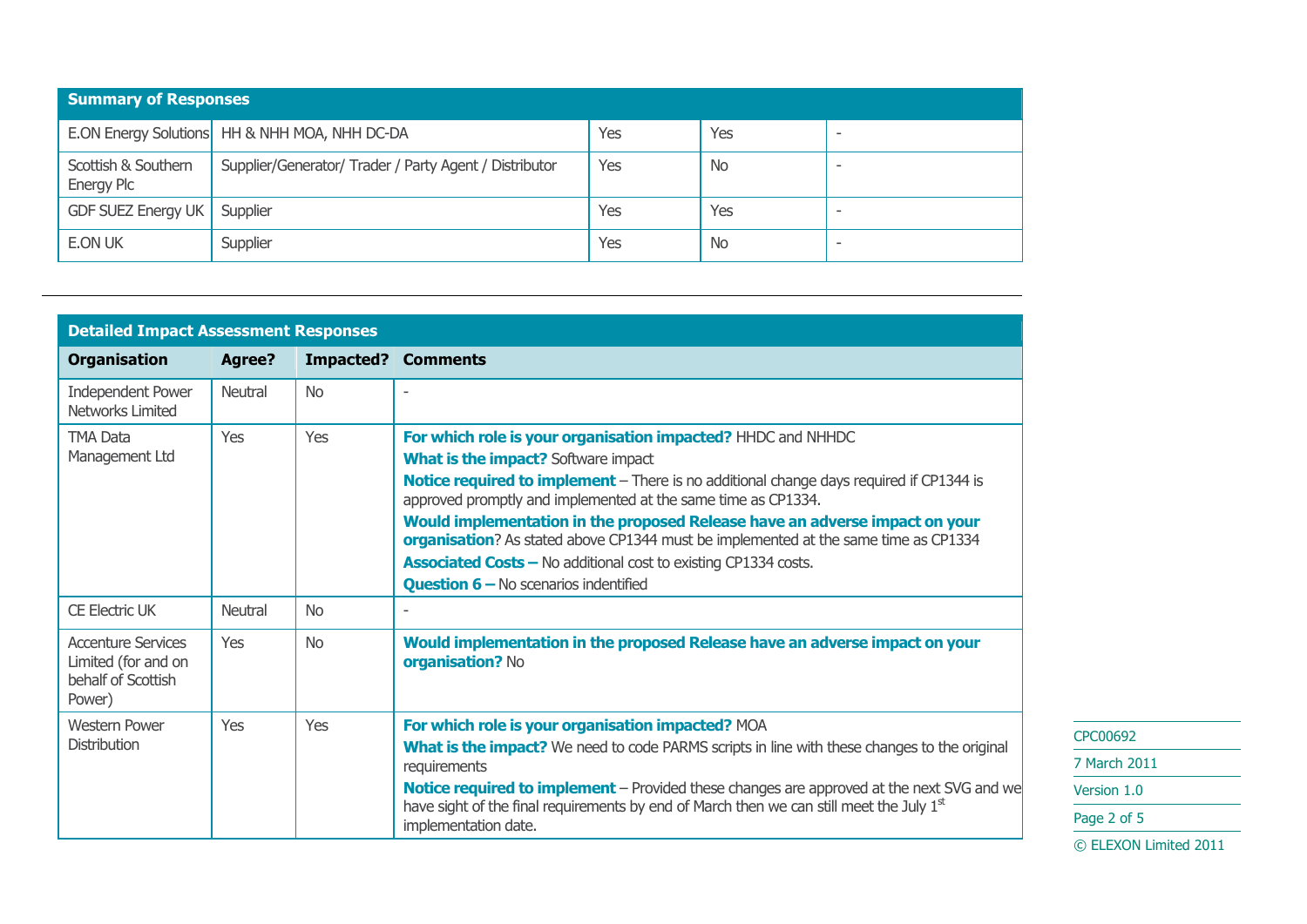**Summary of Responses**

| | | | | |
|---|---|---|---|---|
| E.ON Energy Solutions | HH & NHH MOA, NHH DC-DA | Yes | Yes | - |
| Scottish & Southern Energy Plc | Supplier/Generator/ Trader / Party Agent / Distributor | Yes | No | - |
| GDF SUEZ Energy UK | Supplier | Yes | Yes | - |
| E.ON UK | Supplier | Yes | No | - |

---

**Detailed Impact Assessment Responses**

| Organisation | Agree? | Impacted? | Comments |
|---|---|---|---|
| Independent Power Networks Limited | Neutral | No | - |
| TMA Data Management Ltd | Yes | Yes | **For which role is your organisation impacted?** HHDC and NHHDC<br>**What is the impact?** Software impact<br>**Notice required to implement** – There is no additional change days required if CP1344 is approved promptly and implemented at the same time as CP1334.<br>**Would implementation in the proposed Release have an adverse impact on your organisation**? As stated above CP1344 must be implemented at the same time as CP1334<br>**Associated Costs –** No additional cost to existing CP1334 costs.<br>**Question 6 –** No scenarios indentified |
| CE Electric UK | Neutral | No | - |
| Accenture Services Limited (for and on behalf of Scottish Power) | Yes | No | **Would implementation in the proposed Release have an adverse impact on your organisation?** No |
| Western Power Distribution | Yes | Yes | **For which role is your organisation impacted?** MOA<br>**What is the impact?** We need to code PARMS scripts in line with these changes to the original requirements<br>**Notice required to implement** – Provided these changes are approved at the next SVG and we have sight of the final requirements by end of March then we can still meet the July 1st implementation date. |

CPC00692
7 March 2011
Version 1.0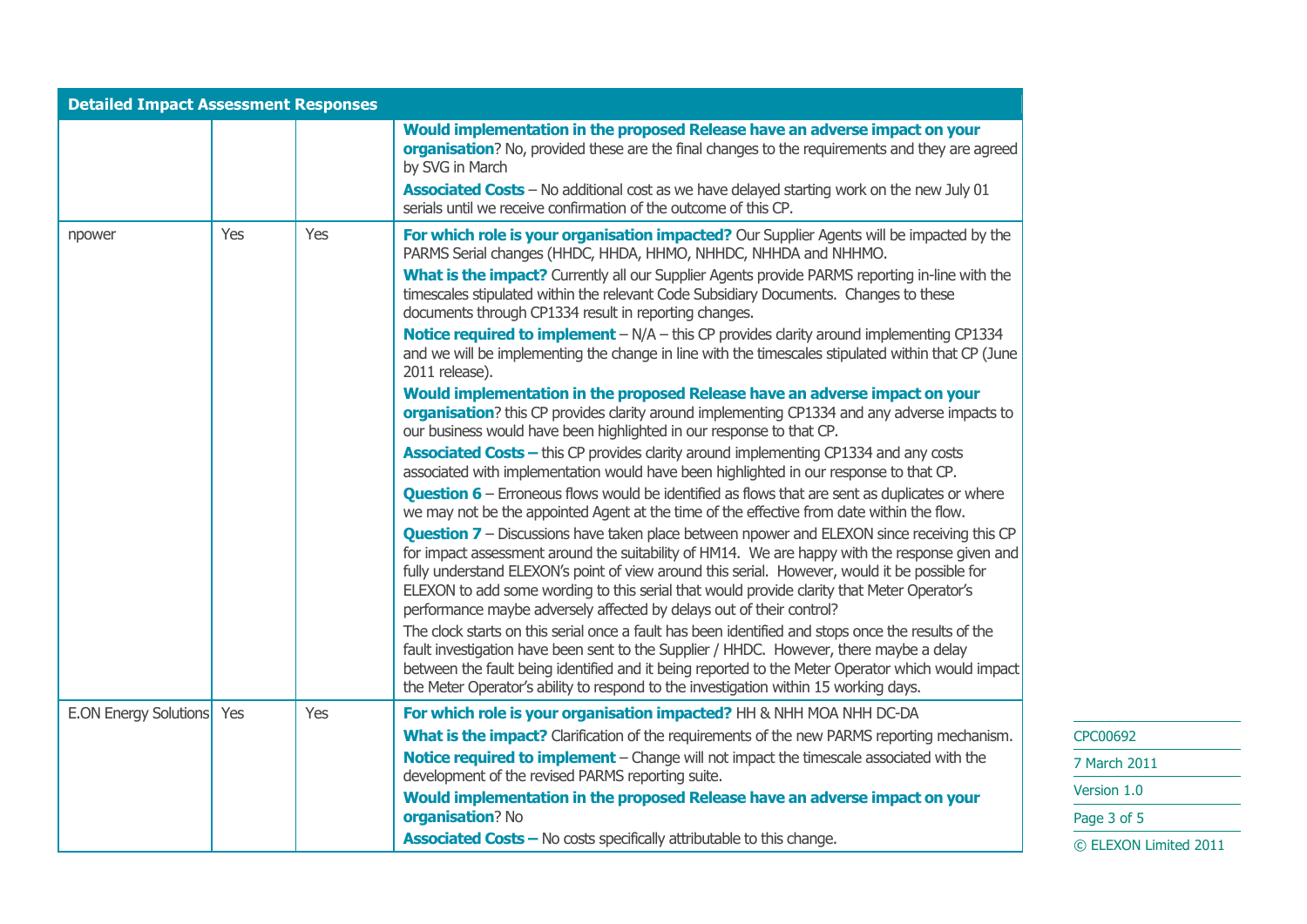| Detailed Impact Assessment Responses | | | |
|---|---|---|---|
| | | | **Would implementation in the proposed Release have an adverse impact on your organisation**? No, provided these are the final changes to the requirements and they are agreed by SVG in March<br>**Associated Costs** – No additional cost as we have delayed starting work on the new July 01 serials until we receive confirmation of the outcome of this CP. |
| npower | Yes | Yes | **For which role is your organisation impacted?** Our Supplier Agents will be impacted by the PARMS Serial changes (HHDC, HHDA, HHMO, NHHDC, NHHDA and NHHMO.<br>**What is the impact?** Currently all our Supplier Agents provide PARMS reporting in-line with the timescales stipulated within the relevant Code Subsidiary Documents. Changes to these documents through CP1334 result in reporting changes.<br>**Notice required to implement** – N/A – this CP provides clarity around implementing CP1334 and we will be implementing the change in line with the timescales stipulated within that CP (June 2011 release).<br>**Would implementation in the proposed Release have an adverse impact on your organisation**? this CP provides clarity around implementing CP1334 and any adverse impacts to our business would have been highlighted in our response to that CP.<br>**Associated Costs –** this CP provides clarity around implementing CP1334 and any costs associated with implementation would have been highlighted in our response to that CP.<br>**Question 6** – Erroneous flows would be identified as flows that are sent as duplicates or where we may not be the appointed Agent at the time of the effective from date within the flow.<br>**Question 7** – Discussions have taken place between npower and ELEXON since receiving this CP for impact assessment around the suitability of HM14. We are happy with the response given and fully understand ELEXON's point of view around this serial. However, would it be possible for ELEXON to add some wording to this serial that would provide clarity that Meter Operator's performance maybe adversely affected by delays out of their control?<br>The clock starts on this serial once a fault has been identified and stops once the results of the fault investigation have been sent to the Supplier / HHDC. However, there maybe a delay between the fault being identified and it being reported to the Meter Operator which would impact the Meter Operator's ability to respond to the investigation within 15 working days. |
| E.ON Energy Solutions | Yes | Yes | **For which role is your organisation impacted?** HH & NHH MOA NHH DC-DA<br>**What is the impact?** Clarification of the requirements of the new PARMS reporting mechanism.<br>**Notice required to implement** – Change will not impact the timescale associated with the development of the revised PARMS reporting suite.<br>**Would implementation in the proposed Release have an adverse impact on your organisation**? No<br>**Associated Costs –** No costs specifically attributable to this change. |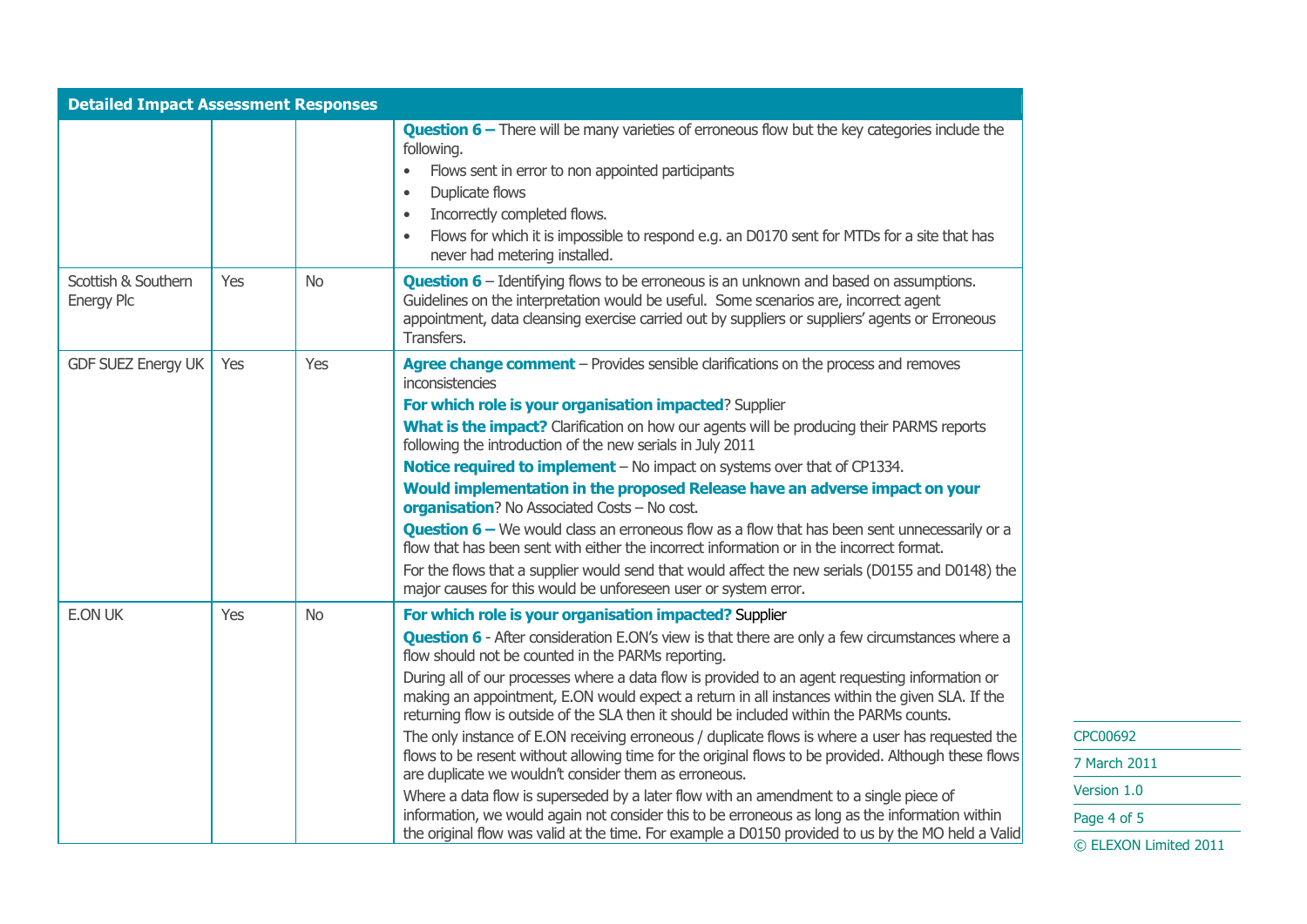| Detailed Impact Assessment Responses | | | |
|---|---|---|---|
| | | | **Question 6 –** There will be many varieties of erroneous flow but the key categories include the following.<br>• Flows sent in error to non appointed participants<br>• Duplicate flows<br>• Incorrectly completed flows.<br>• Flows for which it is impossible to respond e.g. an D0170 sent for MTDs for a site that has never had metering installed. |
| Scottish & Southern Energy Plc | Yes | No | **Question 6** – Identifying flows to be erroneous is an unknown and based on assumptions. Guidelines on the interpretation would be useful. Some scenarios are, incorrect agent appointment, data cleansing exercise carried out by suppliers or suppliers' agents or Erroneous Transfers. |
| GDF SUEZ Energy UK | Yes | Yes | **Agree change comment** – Provides sensible clarifications on the process and removes inconsistencies<br>**For which role is your organisation impacted**? Supplier<br>**What is the impact?** Clarification on how our agents will be producing their PARMS reports following the introduction of the new serials in July 2011<br>**Notice required to implement** – No impact on systems over that of CP1334.<br>**Would implementation in the proposed Release have an adverse impact on your organisation**? No Associated Costs – No cost.<br>**Question 6 –** We would class an erroneous flow as a flow that has been sent unnecessarily or a flow that has been sent with either the incorrect information or in the incorrect format.<br>For the flows that a supplier would send that would affect the new serials (D0155 and D0148) the major causes for this would be unforeseen user or system error. |
| E.ON UK | Yes | No | **For which role is your organisation impacted?** Supplier<br>**Question 6** - After consideration E.ON's view is that there are only a few circumstances where a flow should not be counted in the PARMs reporting.<br>During all of our processes where a data flow is provided to an agent requesting information or making an appointment, E.ON would expect a return in all instances within the given SLA. If the returning flow is outside of the SLA then it should be included within the PARMs counts.<br>The only instance of E.ON receiving erroneous / duplicate flows is where a user has requested the flows to be resent without allowing time for the original flows to be provided. Although these flows are duplicate we wouldn't consider them as erroneous.<br>Where a data flow is superseded by a later flow with an amendment to a single piece of information, we would again not consider this to be erroneous as long as the information within the original flow was valid at the time. For example a D0150 provided to us by the MO held a Valid |

CPC00692

7 March 2011

Version 1.0

© ELEXON Limited 2011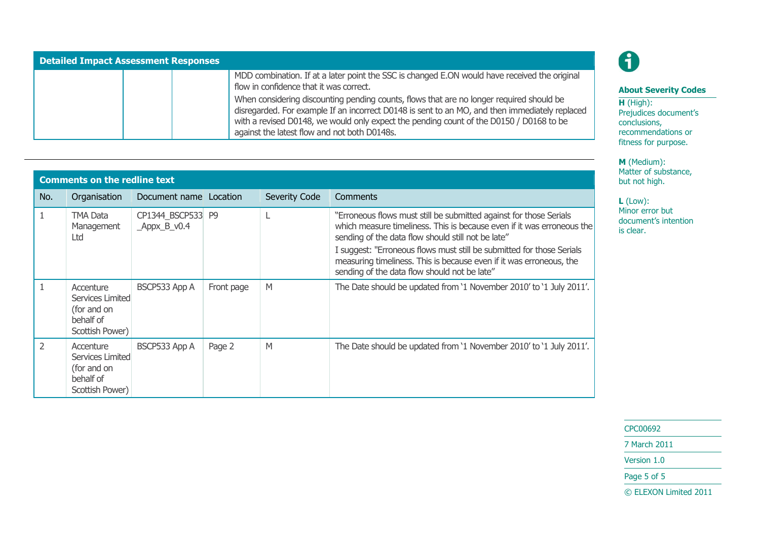## Detailed Impact Assessment Responses

| | | | |
|---|---|---|---|
| | | | MDD combination. If at a later point the SSC is changed E.ON would have received the original flow in confidence that it was correct. When considering discounting pending counts, flows that are no longer required should be disregarded. For example If an incorrect D0148 is sent to an MO, and then immediately replaced with a revised D0148, we would only expect the pending count of the D0150 / D0168 to be against the latest flow and not both D0148s. |

## Comments on the redline text

| No. | Organisation | Document name | Location | Severity Code | Comments |
|---|---|---|---|---|---|
| 1 | TMA Data Management Ltd | CP1344_BSCP533_Appx_B_v0.4 | P9 | L | "Erroneous flows must still be submitted against for those Serials which measure timeliness. This is because even if it was erroneous the sending of the data flow should still not be late" I suggest: "Erroneous flows must still be submitted for those Serials measuring timeliness. This is because even if it was erroneous, the sending of the data flow should still not be late" |
| 1 | Accenture Services Limited (for and on behalf of Scottish Power) | BSCP533 App A | Front page | M | The Date should be updated from '1 November 2010' to '1 July 2011'. |
| 2 | Accenture Services Limited (for and on behalf of Scottish Power) | BSCP533 App A | Page 2 | M | The Date should be updated from '1 November 2010' to '1 July 2011'. |

**About Severity Codes**

**H** (High): Prejudices document's conclusions, recommendations or fitness for purpose.

**M** (Medium): Matter of substance, but not high.

**L** (Low): Minor error but document's intention is clear.